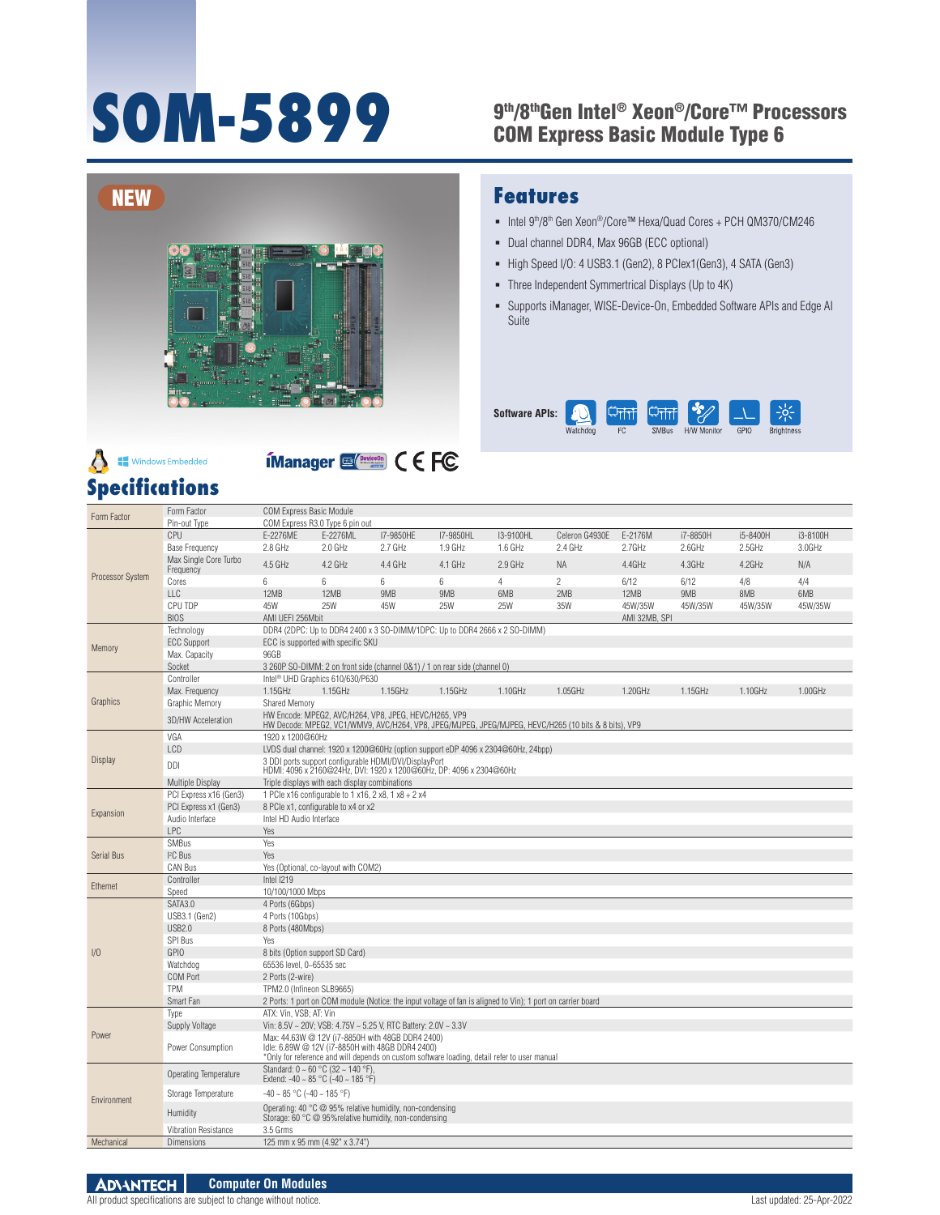# SOM-5899

## 9th/8th Gen Intel® Xeon®/Core™ Processors COM Express Basic Module Type 6

NEW

## Features

- Intel 9th/8th Gen Xeon®/Core™ Hexa/Quad Cores + PCH QM370/CM246
- Dual channel DDR4, Max 96GB (ECC optional)
- High Speed I/O: 4 USB3.1 (Gen2), 8 PCIex1(Gen3), 4 SATA (Gen3)
- Three Independent Symmertrical Displays (Up to 4K)
- Supports iManager, WISE-Device-On, Embedded Software APIs and Edge AI Suite

**Software APIs:** Watchdog, I²C, SMBus, H/W Monitor, GPIO, Brightness

Windows Embedded · iManager · DeviceOn · CE · FC

## Specifications

| Category | Item | | | | | | | | | | |
|---|---|---|---|---|---|---|---|---|---|---|---|
| Form Factor | Form Factor | COM Express Basic Module | | | | | | | | | |
| | Pin-out Type | COM Express R3.0 Type 6 pin out | | | | | | | | | |
| Processor System | CPU | E-2276ME | E-2276ML | I7-9850HE | I7-9850HL | I3-9100HL | Celeron G4930E | E-2176M | i7-8850H | i5-8400H | i3-8100H |
| | Base Frequency | 2.8 GHz | 2.0 GHz | 2.7 GHz | 1.9 GHz | 1.6 GHz | 2.4 GHz | 2.7GHz | 2.6GHz | 2.5GHz | 3.0GHz |
| | Max Single Core Turbo Frequency | 4.5 GHz | 4.2 GHz | 4.4 GHz | 4.1 GHz | 2.9 GHz | NA | 4.4GHz | 4.3GHz | 4.2GHz | N/A |
| | Cores | 6 | 6 | 6 | 6 | 4 | 2 | 6/12 | 6/12 | 4/8 | 4/4 |
| | LLC | 12MB | 12MB | 9MB | 9MB | 6MB | 2MB | 12MB | 9MB | 8MB | 6MB |
| | CPU TDP | 45W | 25W | 45W | 25W | 25W | 35W | 45W/35W | 45W/35W | 45W/35W | 45W/35W |
| | BIOS | AMI UEFI 256Mbit | | | | | | AMI 32MB, SPI | | | |
| Memory | Technology | DDR4 (2DPC: Up to DDR4 2400 x 3 SO-DIMM/1DPC: Up to DDR4 2666 x 2 SO-DIMM) | | | | | | | | | |
| | ECC Support | ECC is supported with specific SKU | | | | | | | | | |
| | Max. Capacity | 96GB | | | | | | | | | |
| | Socket | 3 260P SO-DIMM: 2 on front side (channel 0&1) / 1 on rear side (channel 0) | | | | | | | | | |
| Graphics | Controller | Intel® UHD Graphics 610/630/P630 | | | | | | | | | |
| | Max. Frequency | 1.15GHz | 1.15GHz | 1.15GHz | 1.15GHz | 1.10GHz | 1.05GHz | 1.20GHz | 1.15GHz | 1.10GHz | 1.00GHz |
| | Graphic Memory | Shared Memory | | | | | | | | | |
| | 3D/HW Acceleration | HW Encode: MPEG2, AVC/H264, VP8, JPEG, HEVC/H265, VP9<br>HW Decode: MPEG2, VC1/WMV9, AVC/H264, VP8, JPEG/MJPEG, HEVC/H265 (10 bits & 8 bits), VP9 | | | | | | | | | |
| Display | VGA | 1920 x 1200@60Hz | | | | | | | | | |
| | LCD | LVDS dual channel: 1920 x 1200@60Hz (option support eDP 4096 x 2304@60Hz, 24bpp) | | | | | | | | | |
| | DDI | 3 DDI ports support configurable HDMI/DVI/DisplayPort<br>HDMI: 4096 x 2160@24Hz, DVI: 1920 x 1200@60Hz, DP: 4096 x 2304@60Hz | | | | | | | | | |
| | Multiple Display | Triple displays with each display combinations | | | | | | | | | |
| Expansion | PCI Express x16 (Gen3) | 1 PCIe x16 configurable to 1 x16, 2 x8, 1 x8 + 2 x4 | | | | | | | | | |
| | PCI Express x1 (Gen3) | 8 PCIe x1, configurable to x4 or x2 | | | | | | | | | |
| | Audio Interface | Intel HD Audio Interface | | | | | | | | | |
| | LPC | Yes | | | | | | | | | |
| Serial Bus | SMBus | Yes | | | | | | | | | |
| | I²C Bus | Yes | | | | | | | | | |
| | CAN Bus | Yes (Optional, co-layout with COM2) | | | | | | | | | |
| Ethernet | Controller | Intel I219 | | | | | | | | | |
| | Speed | 10/100/1000 Mbps | | | | | | | | | |
| I/O | SATA3.0 | 4 Ports (6Gbps) | | | | | | | | | |
| | USB3.1 (Gen2) | 4 Ports (10Gbps) | | | | | | | | | |
| | USB2.0 | 8 Ports (480Mbps) | | | | | | | | | |
| | SPI Bus | Yes | | | | | | | | | |
| | GPIO | 8 bits (Option support SD Card) | | | | | | | | | |
| | Watchdog | 65536 level, 0~65535 sec | | | | | | | | | |
| | COM Port | 2 Ports (2-wire) | | | | | | | | | |
| | TPM | TPM2.0 (Infineon SLB9665) | | | | | | | | | |
| | Smart Fan | 2 Ports: 1 port on COM module (Notice: the input voltage of fan is aligned to Vin); 1 port on carrier board | | | | | | | | | |
| Power | Type | ATX: Vin, VSB; AT: Vin | | | | | | | | | |
| | Supply Voltage | Vin: 8.5V ~ 20V; VSB: 4.75V ~ 5.25 V, RTC Battery: 2.0V ~ 3.3V | | | | | | | | | |
| | Power Consumption | Max: 44.63W @ 12V (i7-8850H with 48GB DDR4 2400)<br>Idle: 6.89W @ 12V (i7-8850H with 48GB DDR4 2400)<br>*Only for reference and will depends on custom software loading, detail refer to user manual | | | | | | | | | |
| Environment | Operating Temperature | Standard: 0 ~ 60 °C (32 ~ 140 °F),<br>Extend: -40 ~ 85 °C (-40 ~ 185 °F) | | | | | | | | | |
| | Storage Temperature | -40 ~ 85 °C (-40 ~ 185 °F) | | | | | | | | | |
| | Humidity | Operating: 40 °C @ 95% relative humidity, non-condensing<br>Storage: 60 °C @ 95%relative humidity, non-condensing | | | | | | | | | |
| | Vibration Resistance | 3.5 Grms | | | | | | | | | |
| Mechanical | Dimensions | 125 mm x 95 mm (4.92" x 3.74") | | | | | | | | | |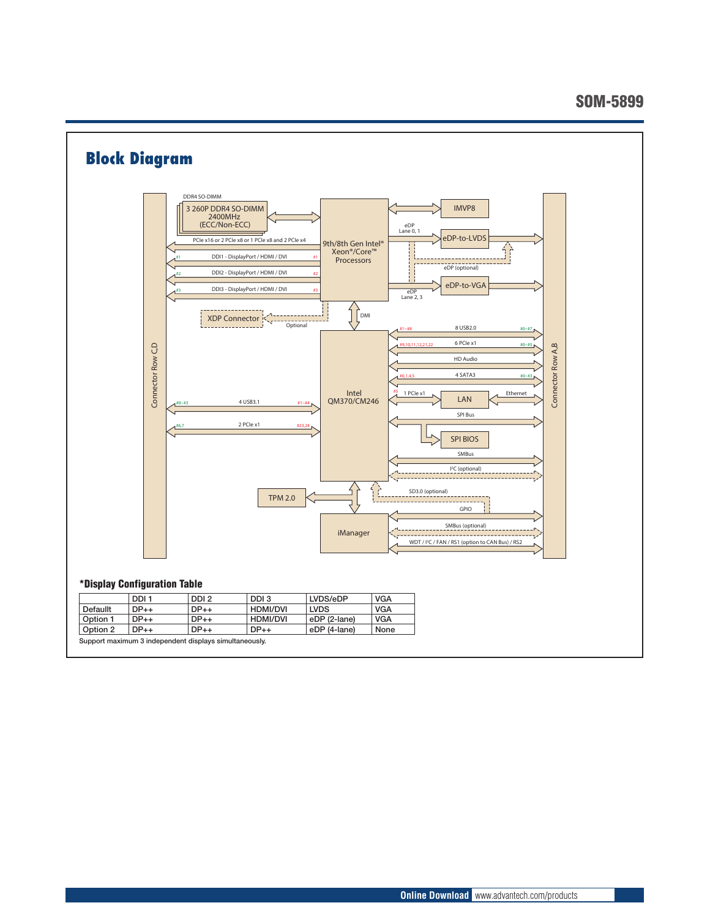## Block Diagram

### *Display Configuration Table

| | DDI 1 | DDI 2 | DDI 3 | LVDS/eDP | VGA |
|---|---|---|---|---|---|
| Defaullt | DP++ | DP++ | HDMI/DVI | LVDS | VGA |
| Option 1 | DP++ | DP++ | HDMI/DVI | eDP (2-lane) | VGA |
| Option 2 | DP++ | DP++ | DP++ | eDP (4-lane) | None |

Support maximum 3 independent displays simultaneously.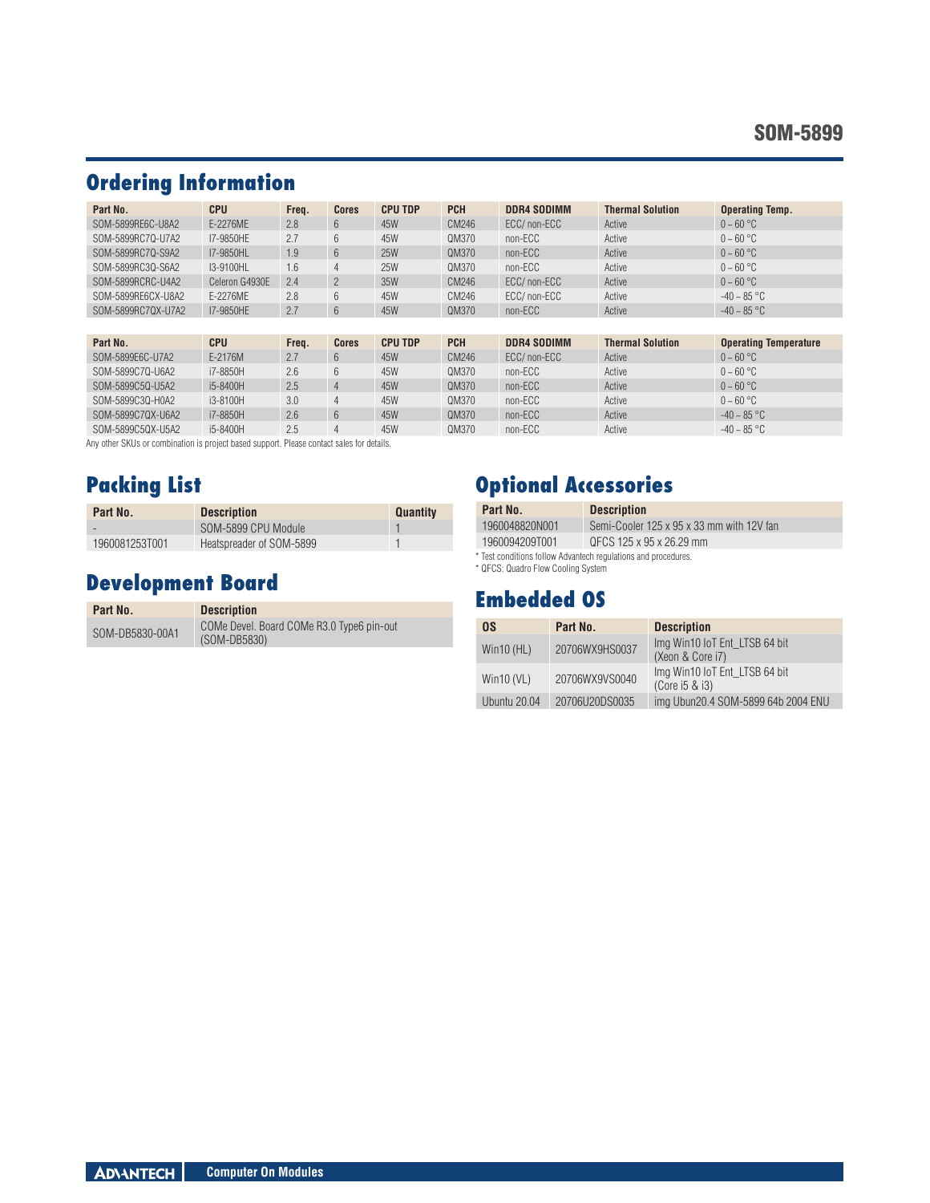## Ordering Information

| Part No. | CPU | Freq. | Cores | CPU TDP | PCH | DDR4 SODIMM | Thermal Solution | Operating Temp. |
|---|---|---|---|---|---|---|---|---|
| SOM-5899RE6C-U8A2 | E-2276ME | 2.8 | 6 | 45W | CM246 | ECC/ non-ECC | Active | 0 ~ 60 °C |
| SOM-5899RC7Q-U7A2 | I7-9850HE | 2.7 | 6 | 45W | QM370 | non-ECC | Active | 0 ~ 60 °C |
| SOM-5899RC7Q-S9A2 | I7-9850HL | 1.9 | 6 | 25W | QM370 | non-ECC | Active | 0 ~ 60 °C |
| SOM-5899RC3Q-S6A2 | I3-9100HL | 1.6 | 4 | 25W | QM370 | non-ECC | Active | 0 ~ 60 °C |
| SOM-5899RCRC-U4A2 | Celeron G4930E | 2.4 | 2 | 35W | CM246 | ECC/ non-ECC | Active | 0 ~ 60 °C |
| SOM-5899RE6CX-U8A2 | E-2276ME | 2.8 | 6 | 45W | CM246 | ECC/ non-ECC | Active | -40 ~ 85 °C |
| SOM-5899RC7QX-U7A2 | I7-9850HE | 2.7 | 6 | 45W | QM370 | non-ECC | Active | -40 ~ 85 °C |

| Part No. | CPU | Freq. | Cores | CPU TDP | PCH | DDR4 SODIMM | Thermal Solution | Operating Temperature |
|---|---|---|---|---|---|---|---|---|
| SOM-5899E6C-U7A2 | E-2176M | 2.7 | 6 | 45W | CM246 | ECC/ non-ECC | Active | 0 ~ 60 °C |
| SOM-5899C7Q-U6A2 | i7-8850H | 2.6 | 6 | 45W | QM370 | non-ECC | Active | 0 ~ 60 °C |
| SOM-5899C5Q-U5A2 | i5-8400H | 2.5 | 4 | 45W | QM370 | non-ECC | Active | 0 ~ 60 °C |
| SOM-5899C3Q-H0A2 | i3-8100H | 3.0 | 4 | 45W | QM370 | non-ECC | Active | 0 ~ 60 °C |
| SOM-5899C7QX-U6A2 | i7-8850H | 2.6 | 6 | 45W | QM370 | non-ECC | Active | -40 ~ 85 °C |
| SOM-5899C5QX-U5A2 | i5-8400H | 2.5 | 4 | 45W | QM370 | non-ECC | Active | -40 ~ 85 °C |

Any other SKUs or combination is project based support. Please contact sales for details.

## Packing List

| Part No. | Description | Quantity |
|---|---|---|
| - | SOM-5899 CPU Module | 1 |
| 1960081253T001 | Heatspreader of SOM-5899 | 1 |

## Development Board

| Part No. | Description |
|---|---|
| SOM-DB5830-00A1 | COMe Devel. Board COMe R3.0 Type6 pin-out (SOM-DB5830) |

## Optional Accessories

| Part No. | Description |
|---|---|
| 1960048820N001 | Semi-Cooler 125 x 95 x 33 mm with 12V fan |
| 1960094209T001 | QFCS 125 x 95 x 26.29 mm |

* Test conditions follow Advantech regulations and procedures.
* QFCS: Quadro Flow Cooling System

## Embedded OS

| OS | Part No. | Description |
|---|---|---|
| Win10 (HL) | 20706WX9HS0037 | Img Win10 IoT Ent_LTSB 64 bit (Xeon & Core i7) |
| Win10 (VL) | 20706WX9VS0040 | Img Win10 IoT Ent_LTSB 64 bit (Core i5 & i3) |
| Ubuntu 20.04 | 20706U20DS0035 | img Ubun20.4 SOM-5899 64b 2004 ENU |